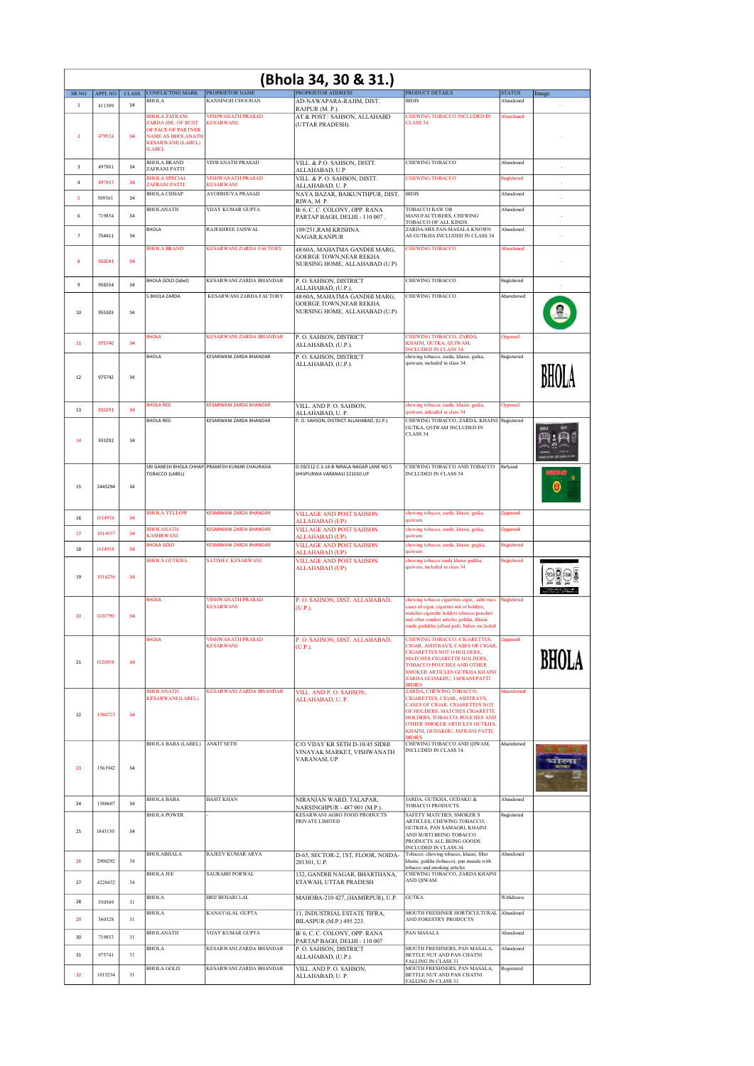# (Bhola 34, 30 & 31.)

| SR NO | APPL NO | CLASS | CONFLICTING MARK | PROPRIETOR NAME | PROPRIETOR ADDRESS | PRODUCT DETAILS | STATUS | Image |
|---|---|---|---|---|---|---|---|---|
| 1 | 411309 | 34 | BHOLA | KANSINGH CHOUHAN | AD-NAWAPARA-RAJIM, DIST. RAJPUR (M. P.). | BIDIS | Abandoned | - |
| 2 | 479524 | 34 | BHOLA ZAFRANI ZARDA (DE. OF BUST OF FACE OF PARTNER NAME AS BHOLANATH KESARWANI) (LABEL) (LABEL | VISHWANATH PRASAD KESARWANI, | AT & POST : SAHSON, ALLAHABD (UTTAR PRADESH). | CHEWING TOBACCO INCLUDED IN CLASS 34. | Abandoned | - |
| 3 | 497801 | 34 | BHOLA BRAND ZAFRANI PATTI | VISWANATH PRASAD | VILL. & P.O. SAHSON, DISTT. ALLAHABAD, U.P | CHEWING TOBACCO | Abandoned | - |
| 4 | 497803 | 34 | BHOLA SPECIAL ZAFRANI PATTI | VISHWANATH PRASAD KESARWANI | VILL. & P. O. SAHSON, DISTT. ALLAHABAD, U. P. | CHEWING TOBACCO | Registered | - |
| 5 | 509361 | 34 | BHOLA CHHAP | AYODHIUYA PRASAD | NAYA BAZAR, BAIKUNTHPUR, DIST. RIWA, M. P. | BIDIS | Abandoned | - |
| 6 | 719854 | 34 | BHOLANATH | VIJAY KUMAR GUPTA | B/ 6, C. C. COLONY, OPP. RANA PARTAP BAGH, DELHI - 110 007 . | TOBACCO RAW OR MANUFACTURERS, CHEWING TOBACCO OF ALL KINDS. | Abandoned | - |
| 7 | 754411 | 34 | BHOLA | RAJESHREE JAISWAL | 109/251,RAM KRISHNA NAGAR,KANPUR | ZARDA-MIX PAN-MASALA KNOWN AS GUTKHA INCLUDED IN CLASS 34 | Abandoned | - |
| 8 | 933041 | 34 | BHOLA BRAND | KESARWANI ZARDA FACTORY. | 48/60A, MAHATMA GANDHI MARG, GOERGE TOWN,NEAR REKHA NURSING HOME, ALLAHABAD (U.P) | CHEWING TOBACCO | Abandoned | - |
| 9 | 956554 | 34 | BHOLA GOLD (label) | KESARWANI ZARDA BHANDAR | P. O. SAHSON, DISTRICT ALLAHABAD, (U.P.). | CHEWING TOBACCO | Registered | - |
| 10 | 955303 | 34 | S BHOLA ZARDA | KESARWANI ZARDA FACTORY. | 48/60A, MAHATMA GANDHI MARG, GOERGE TOWN,NEAR REKHA NURSING HOME, ALLAHABAD (U.P) | CHEWING TOBACCO | Abandoned | |
| 11 | 975740 | 34 | BHOLA | KESARWANI ZARDA BHANDAR | P. O. SAHSON, DISTRICT ALLAHABAD, (U.P.). | CHEWING TOBACCO, ZARDA, KHAINI, GUTKA, QUIWAM, INCLUDED IN CLASS 34. | Opposed | |
| 12 | 975742 | 34 | BHOLA | KESARWANI ZARDA BHANDAR | P. O. SAHSON, DISTRICT ALLAHABAD, (U.P.). | chewing tobacco, zarda, khaini, gutka, quiwam, included in class 34. | Registered | |
| 13 | 933291 | 34 | BHOLA RED | KESARWANI ZARDA BHANDAR | VILL. AND P. O. SAHSON, ALLAHABAD, U. P. | chewing tobacco, zarda, khaini, gutka, quiwam, inlcuded in class 34 | Opposed | |
| 14 | 933292 | 34 | BHOLA RED | KESARWANI ZARDA BHANDAR | P. O. SAHSON, DISTRICT ALLAHABAD, (U.P.) | CHEWING TOBACCO, ZARDA, KHAINI GUTKA, QUIWAM INCLUDED IN CLASS 34. | Registered | |
| 15 | 2445294 | 34 | SRI GANESH BHOLA CHHAP TOBACCO (LABEL) | PRAMESH KUMAR CHAURASIA | D-59/212 C-1-14-B NIRALA NAGAR LANE NO 5 SHIVPURWA VARANASI 221010 UP | CHEWING TOBACCO AND TOBACCO INCLUDED IN CLASS 34 | Refused | |
| 16 | 1014936 | 34 | BHOLA YELLOW | KESARWANI ZARDA BHANDAR | VILLAGE AND POST SAHSON ALLAHABAD (UP) | chewing tobacco, zarda, khaini, gutka, quiwam | Opposed | |
| 17 | 1014937 | 34 | BHOLANATH KASHRWANI | KESARWANI ZARDA BHANDAR | VILLAGE AND POST SAHSON ALLAHABAD (UP) | chewing tobacco, zarda, khaini, gutka, quiwam | Opposed | |
| 18 | 1014938 | 34 | BHOLA GOLD | KESARWANI ZARDA BHANDAR | VILLAGE AND POST SAHSON ALLAHABAD (UP) | chewing tobacco, zarda, khaini, gugka, quiwam | Registered | |
| 19 | 1016256 | 34 | BHOLA GUTKHA | SATISH C KESARWANI | VILLAGE AND POST SAHSON ALLAHABAD (UP) | chewing tobacco zarda khaini gutkha quiwam, included in class 34 | Registered | |
| 20 | 1020790 | 34 | BHOLA | VISHWANATH PRASAD KESARWANI | P. O. SAHSON, DIST. ALLAHABAD, (U.P.). | chewing tobacco cigarettes cigar,. asht-rays cases of cigar, cigarettes not of holders, matches cigarette holders tobacco pouches and other smoker articles gutkha, khaini. zarda gudakhu jafrani patti, bidies included | Registered | |
| 21 | 1020858 | 34 | BHOLA | VISHWANATH PRASAD KESARWANI | P. O. SAHSON, DIST. ALLAHABAD, (U.P.). | CHEWING TOBACCO, CIGARETTES, CIGAR, ASHTRAYS, CASES OF CIGAR, CIGARETTES NOT O HOLDERS, MATCHES CIGARETTE HOLDERS, TOBACCO POUCHES AND OTHER SMOKER ARTICLES GUTKHA KHAINI ZARDA GUDAKHU, JAFRANI PATTI BIDIES | Opposed | |
| 22 | 1304723 | 34 | BHOLANATH KESARWANI (LABEL) | KESARWANI ZARDA BHANDAR | VILL. AND P. O. SAHSON, ALLAHABAD, U. P. | ZARDA, CHEWING TOBACCO, CIGARETTES, CIGAR, ASHTRAYS, CASES OF CIGAR, CIGARETTES NOT OF HOLDERS, MATCHES CIGARETTE HOLDERS, TOBACCO, POUCHES AND OTHER SMOKER ARTICLES GUTKHA, KHAINI, GUDAKHU, JAFRANI PATTI, BIDIES. | Abandoned | |
| 23 | 1561942 | 34 | BHOLA BABA (LABEL) | ANKIT SETH | C/O VIJAY KR SETH D-10/45 SIDHI VINAYAK MARKET, VISHWANATH VARANASI, UP | CHEWING TOBACCO AND QIWAM, INCLUDED IN CLASS 34. | Abandoned | |
| 24 | 1580607 | 34 | BHOLA BABA | BASIT KHAN | NIRANJAN WARD, TALAPAR, NARSINGHPUR - 487 001 (M.P.). | JARDA, GUTKHA, GUDAKU & TOBACCO PRODUCTS. | Abandoned | |
| 25 | 1843130 | 34 | BHOLA POWER | - | KESARWANI AGRO FOOD PRODUCTS PRIVATE LIMITED | SAFETY MATCHES; SMOKER S ARTICLES; CHEWING TOBACCO; GUTKHA, PAN SAMAGRI, KHAINI AND SURTI BEING TOBACCO PRODUCTS ALL BEING GOODS INCLUDED IN CLASS-34 | Registered | |
| 26 | 2900292 | 34 | BHOLABHALA | RAJEEV KUMAR ARYA | D-65, SECTOR-2, 1ST, FLOOR, NOIDA-201301, U.P. | Tobacco, chewing tobacco, khaini, filter khaini, gutkha (tobacco), pan masala with tobacco and smoking articles | Abandoned | |
| 27 | 4220432 | 34 | BHOLA JEE | SAURABH PORWAL | 132, GANDHI NAGAR, BHARTHANA, ETAWAH, UTTAR PRADESH | CHEWING TOBACCO, ZARDA KHAINI AND QIWAM | | |
| 28 | 550509 | 31 | BHOLA | BRIJ BEHARI LAL | MAHOBA-210 427, (HAMIRPUR), U.P. | GUTKA | Withdrawn | |
| 29 | 560328 | 31 | BHOLA | KANAYALAL GUPTA | 11, INDUSTRIAL ESTATE TIFRA, BILASPUR (M.P.) 495 223. | MOUTH FRESHNER HORTICULTURAL AND FORESTRY PRODUCTS | Abandoned | |
| 30 | 719853 | 31 | BHOLANATH | VIJAY KUMAR GUPTA | B/ 6, C. C. COLONY, OPP. RANA PARTAP BAGH, DELHI - 110 007 | PAN MASALA | Abandoned | |
| 31 | 975741 | 31 | BHOLA | KESARWANI ZARDA BHANDAR | P. O. SAHSON, DISTRICT ALLAHABAD, (U.P.). | MOUTH FRESHNERS, PAN MASALA, BETTLE NUT AND PAN CHATNI FALLING IN CLASS 31 | Abandoned | |
| 32 | 1015234 | 31 | BHOLA GOLD | KESARWANI ZARDA BHANDAR | VILL. AND P. O. SAHSON, ALLAHABAD, U. P. | MOUTH FRESHNERS, PAN MASALA, BETTLE NUT AND PAN CHATNI FALLING IN CLASS 31 | Registered | |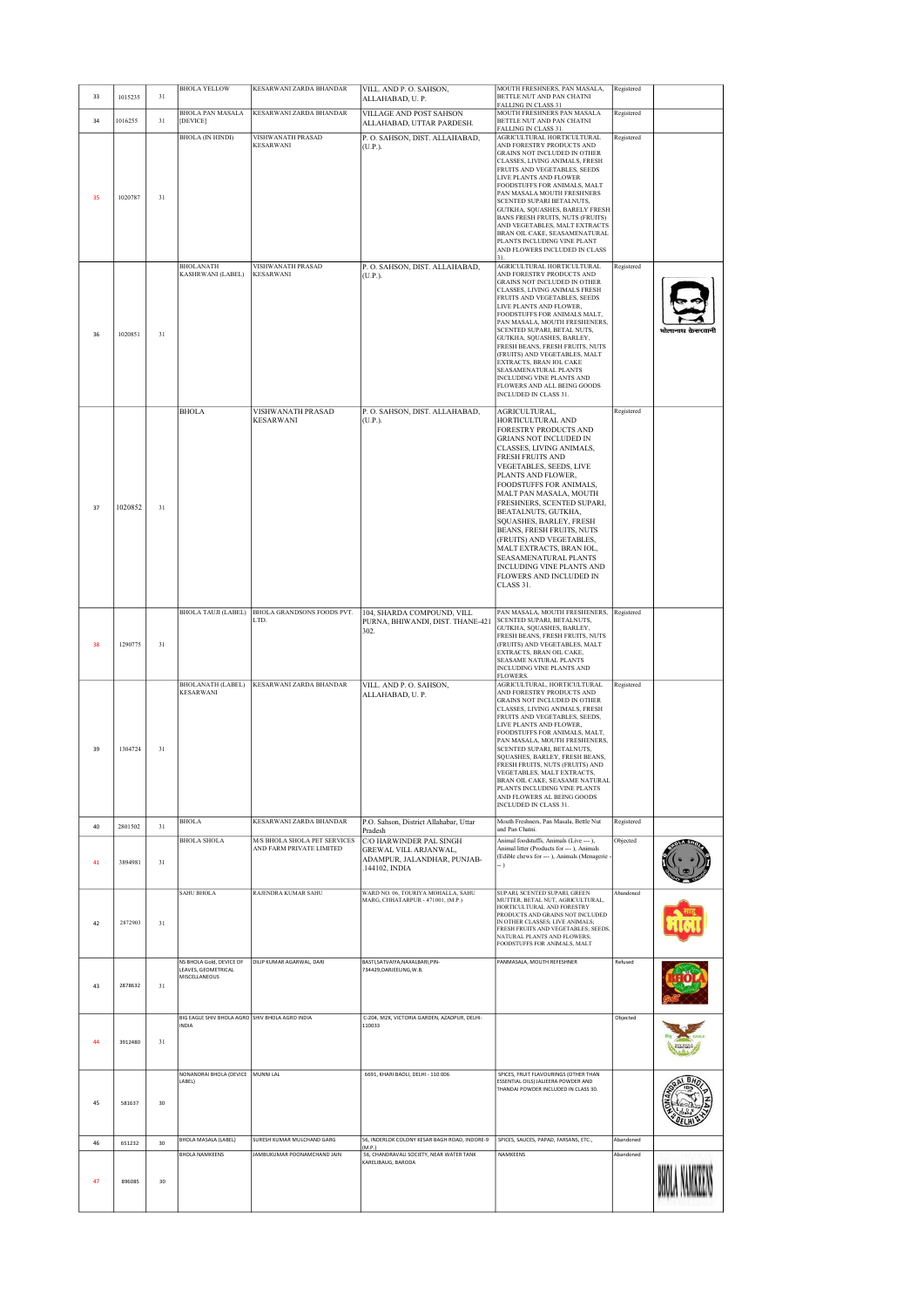| 33 | 1015235 | 31 | BHOLA YELLOW | KESARWANI ZARDA BHANDAR | VILL. AND P. O. SAHSON, ALLAHABAD, U. P. | MOUTH FRESHNERS, PAN MASALA, BETTLE NUT AND PAN CHATNI FALLING IN CLASS 31 | Registered | |
|---|---|---|---|---|---|---|---|---|
| 34 | 1016255 | 31 | BHOLA PAN MASALA [DEVICE] | KESARWANI ZARDA BHANDAR | VILLAGE AND POST SAHSON ALLAHABAD, UTTAR PARDESH. | MOUTH FRESHNERS PAN MASALA BETTLE NUT AND PAN CHATNI FALLING IN CLASS 31. | Registered | |
| 35 | 1020787 | 31 | BHOLA (IN HINDI) | VISHWANATH PRASAD KESARWANI | P. O. SAHSON, DIST. ALLAHABAD, (U.P.). | AGRICULTURAL HORTICULTURAL AND FORESTRY PRODUCTS AND GRAINS NOT INCLUDED IN OTHER CLASSES, LIVING ANIMALS, FRESH FRUITS AND VEGETABLES, SEEDS LIVE PLANTS AND FLOWER FOODSTUFFS FOR ANIMALS, MALT PAN MASALA MOUTH FRESHENERS SCENTED SUPARI BETALNUTS, GUTKHA, SQUASHES, BARELY FRESH BANS FRESH FRUITS, NUTS (FRUITS) AND VEGETABLES, MALT EXTRACTS BRAN OIL CAKE, SEASAMENATURAL PLANTS INCLUDING VINE PLANT AND FLOWERS INCLUDED IN CLASS 31. | Registered | |
| 36 | 1020851 | 31 | BHOLANATH KASHRWANI (LABEL) | VISHWANATH PRASAD KESARWANI | P. O. SAHSON, DIST. ALLAHABAD, (U.P.). | AGRICULTURAL HORTICULTURAL AND FORESTRY PRODUCTS AND GRAINS NOT INCLUDED IN OTHER CLASSES, LIVING ANIMALS FRESH FRUITS AND VEGETABLES, SEEDS LIVE PLANTS AND FLOWER, FOODSTUFFS FOR ANIMALS MALT, PAN MASALA, MOUTH FRESHENERS, SCENTED SUPARI, BETAL NUTS, GUTKHA, SQUASHES, BARLEY, FRESH BEANS, FRESH FRUITS, NUTS (FRUITS) AND VEGETABLES, MALT EXTRACTS, BRAN IOL CAKE SEASAMENATURAL PLANTS INCLUDING VINE PLANTS AND FLOWERS AND ALL BEING GOODS INCLUDED IN CLASS 31. | Registered | भोलानाथ केसरवानी |
| 37 | 1020852 | 31 | BHOLA | VISHWANATH PRASAD KESARWANI | P. O. SAHSON, DIST. ALLAHABAD, (U.P.). | AGRICULTURAL, HORTICULTURAL AND FORESTRY PRODUCTS AND GRIANS NOT INCLUDED IN CLASSES, LIVING ANIMALS, FRESH FRUITS AND VEGETABLES, SEEDS, LIVE PLANTS AND FLOWER, FOODSTUFFS FOR ANIMALS, MALT PAN MASALA, MOUTH FRESHNERS, SCENTED SUPARI, BEATALNUTS, GUTKHA, SQUASHES, BARLEY, FRESH BEANS, FRESH FRUITS, NUTS (FRUITS) AND VEGETABLES, MALT EXTRACTS, BRAN IOL, SEASAMENATURAL PLANTS INCLUDING VINE PLANTS AND FLOWERS AND INCLUDED IN CLASS 31. | Registered | |
| 38 | 1290775 | 31 | BHOLA TAUJI (LABEL) | BHOLA GRANDSONS FOODS PVT. LTD. | 104, SHARDA COMPOUND, VILL PURNA, BHIWANDI, DIST. THANE-421 302. | PAN MASALA, MOUTH FRESHENERS, SCENTED SUPARI, BETALNUTS, GUTKHA, SQUASHES, BARLEY, FRESH BEANS, FRESH FRUITS, NUTS (FRUITS) AND VEGETABLES, MALT EXTRACTS, BRAN OIL CAKE, SEASAME NATURAL PLANTS INCLUDING VINE PLANTS AND FLOWERS. | Registered | |
| 39 | 1304724 | 31 | BHOLANATH (LABEL) KESARWANI | KESARWANI ZARDA BHANDAR | VILL. AND P. O. SAHSON, ALLAHABAD, U. P. | AGRICULTURAL, HORTICULTURAL AND FORESTRY PRODUCTS AND GRAINS NOT INCLUDED IN OTHER CLASSES, LIVING ANIMALS, FRESH FRUITS AND VEGETABLES, SEEDS, LIVE PLANTS AND FLOWER, FOODSTUFFS FOR ANIMALS, MALT, PAN MASALA, MOUTH FRESHENERS, SCENTED SUPARI, BETALNUTS, SQUASHES, BARLEY, FRESH BEANS, FRESH FRUITS, NUTS (FRUITS) AND VEGETABLES, MALT EXTRACTS, BRAN OIL CAKE, SEASAME NATURAL PLANTS INCLUDING VINE PLANTS AND FLOWERS AL BEING GOODS INCLUDED IN CLASS 31. | Registered | |
| 40 | 2801502 | 31 | BHOLA | KESARWANI ZARDA BHANDAR | P.O. Sahson, District Allahabar, Uttar Pradesh | Mouth Freshners, Pan Masala, Bettle Nut and Pan Chutni. | Registered | |
| 41 | 3894981 | 31 | BHOLA SHOLA | M/S BHOLA SHOLA PET SERVICES AND FARM PRIVATE LIMITED | C/O HARWINDER PAL SINGH GREWAL VILL ARJANWAL, ADAMPUR, JALANDHAR, PUNJAB-.144102, INDIA | Animal foodstuffs, Animals (Live --- ), Animal litter (Products for --- ), Animals (Edible chews for --- ), Animals (Menagerie -- ) | Objected | |
| 42 | 2872903 | 31 | SAHU BHOLA | RAJENDRA KUMAR SAHU | WARD NO. 06, TOURIYA MOHALLA, SAHU MARG, CHHATARPUR - 471001, (M.P.) | SUPARI, SCENTED SUPARI, GREEN MUTTER, BETAL NUT, AGRICULTURAL, HORTICULTURAL AND FORESTRY PRODUCTS AND GRAINS NOT INCLUDED IN OTHER CLASSES; LIVE ANIMALS; FRESH FRUITS AND VEGETABLES; SEEDS, NATURAL PLANTS AND FLOWERS; FOODSTUFFS FOR ANIMALS, MALT | Abandoned | |
| 43 | 2878632 | 31 | NS BHOLA Gold, DEVICE OF LEAVES, GEOMETRICAL MISCELLANEOUS | DILIP KUMAR AGARWAL, DARI | BASTI,SATVAIYA,NAXALBARI,PIN-734429,DARJEELING,W.B. | PANMASALA, MOUTH REFESHNER | Refused | |
| 44 | 3912480 | 31 | BIG EAGLE SHIV BHOLA AGRO INDIA | SHIV BHOLA AGRO INDIA | C-204, M2K, VICTORIA GARDEN, AZADPUR, DELHI-110033 | | Objected | |
| 45 | 581637 | 30 | NONANDRAI BHOLA (DEVICE LABEL) | MUNNI LAL | 6691, KHARI BAOLI, DELHI - 110 006 | SPICES, FRUIT FLAVOURINGS (OTHER THAN ESSENTIAL OILS) JALJEERA POWDER AND THANDAI POWDER INCLUDED IN CLASS 30. | | |
| 46 | 651232 | 30 | BHOLA MASALA (LABEL) | SURESH KUMAR MULCHAND GARG | 56, INDERLOK COLONY KESAR BAGH ROAD, INDORE-9 (M.P.) | SPICES, SAUCES, PAPAD, FARSANS, ETC., | Abandoned | |
| 47 | 896085 | 30 | BHOLA NAMKEENS | JAMBUKUMAR POONAMCHAND JAIN | 56, CHANDRAVALI SOCIETY, NEAR WATER TANK KARELIBAUG, BARODA | NAMKEENS | Abandoned | BHOLA NAMKEENS |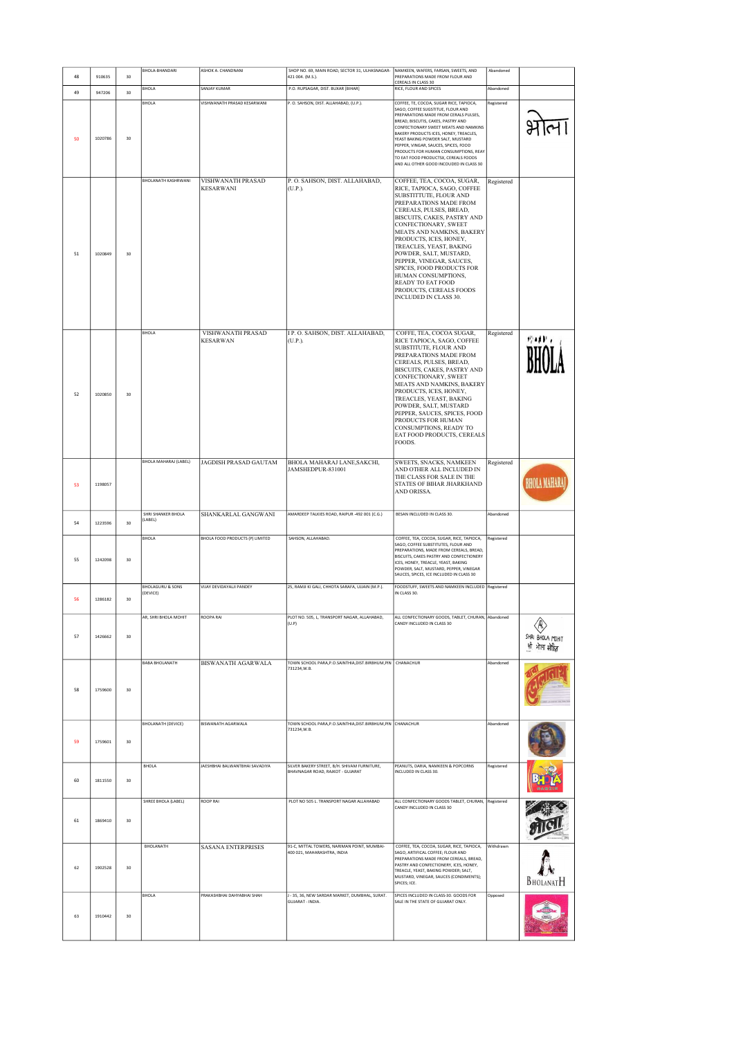| 48 | 910635 | 30 | BHOLA-BHANDARI | ASHOK A. CHANDNANI | SHOP NO. 69, MAIN ROAD, SECTOR 31, ULHASNAGAR-421 004. (M.S.). | NAMKEEN, WAFERS, FARSAN, SWEETS, AND PREPARATIONS MADE FROM FLOUR AND CEREALS IN CLASS 30 | Abandoned | |
|---|---|---|---|---|---|---|---|---|
| 49 | 947206 | 30 | BHOLA | SANJAY KUMAR | P.O. RUPSAGAR, DIST. BUXAR [BIHAR] | RICE, FLOUR AND SPICES | Abandoned | |
| 50 | 1020786 | 30 | BHOLA | VISHWANATH PRASAD KESARWANI | P. O. SAHSON, DIST. ALLAHABAD, (U.P.). | COFFEE, TE, COCOA, SUGAR RICE, TAPIOCA, SAGO, COFFEE SUGSTITUE, FLOUR AND PREPARATIONS MADE FROM CERALS PULSES, BREAD, BISCUITS, CAKES, PASTRY AND CONFECTIONARY SWEET MEATS AND NAMKINS BAKERY PRODUCTS ICES, HONEY, TREACLES, YEAST BAKING POWDER SALT, MUSTARD PEPPER, VINGAR, SAUCES, SPICES, FOOD PRODUCTS FOR HUMAN CONSUMPTIONS, REAY TO EAT FOOD PRODUCTSX, CEREALS FOODS AND ALL OTHER GOOD INCOUDED IN CLASS 30 | Registered | भोला |
| 51 | 1020849 | 30 | BHOLANATH KASHRWANI | VISHWANATH PRASAD KESARWANI | P. O. SAHSON, DIST. ALLAHABAD, (U.P.). | COFFEE, TEA, COCOA, SUGAR, RICE, TAPIOCA, SAGO, COFFEE SUBSTITTUTE, FLOUR AND PREPARATIONS MADE FROM CEREALS, PULSES, BREAD, BISCUITS, CAKES, PASTRY AND CONFECTIONARY, SWEET MEATS AND NAMKINS, BAKERY PRODUCTS, ICES, HONEY, TREACLES, YEAST, BAKING POWDER, SALT, MUSTARD, PEPPER, VINEGAR, SAUCES, SPICES, FOOD PRODUCTS FOR HUMAN CONSUMPTIONS, READY TO EAT FOOD PRODUCTS, CEREALS FOODS INCLUDED IN CLASS 30. | Registered | |
| 52 | 1020850 | 30 | BHOLA | VISHWANATH PRASAD KESARWAN | I P. O. SAHSON, DIST. ALLAHABAD, (U.P.). | COFFE, TEA, COCOA SUGAR, RICE TAPIOCA, SAGO, COFFEE SUBSTITUTE, FLOUR AND PREPARATIONS MADE FROM CEREALS, PULSES, BREAD, BISCUITS, CAKES, PASTRY AND CONFECTIONARY, SWEET MEATS AND NAMKINS, BAKERY PRODUCTS, ICES, HONEY, TREACLES, YEAST, BAKING POWDER, SALT, MUSTARD PEPPER, SAUCES, SPICES, FOOD PRODUCTS FOR HUMAN CONSUMPTIONS, READY TO EAT FOOD PRODUCTS, CEREALS FOODS. | Registered | BHOLA |
| 53 | 1198057 | | BHOLA MAHARAJ (LABEL) | JAGDISH PRASAD GAUTAM | BHOLA MAHARAJ LANE,SAKCHI, JAMSHEDPUR-831001 | SWEETS, SNACKS, NAMKEEN AND OTHER ALL INCLUDED IN THE CLASS FOR SALE IN THE STATES OF BIHAR JHARKHAND AND ORISSA. | Registered | BHOLA MAHARAJ |
| 54 | 1223596 | 30 | SHRI SHANKER BHOLA (LABEL) | SHANKARLAL GANGWANI | AMARDEEP TALKIES ROAD, RAIPUR -492 001 (C.G.) | BESAN INCLUDED IN CLASS 30. | Abandoned | |
| 55 | 1242098 | 30 | BHOLA | BHOLA FOOD PRODUCTS (P) LIMITED | SAHSON, ALLAHABAD. | COFFEE, TEA, COCOA, SUGAR, RICE, TAPIOCA, SAGO, COFFEE SUBSTITUTES, FLOUR AND PREPARATIONS, MADE FROM CEREALS, BREAD, BISCUITS, CAKES PASTRY AND CONFECTIONERY ICES, HONEY, TREACLE, YEAST, BAKING POWDER, SALT, MUSTARD, PEPPER, VINEGAR SAUCES, SPICES, ICE INCLUDED IN CLASS 30 | Registered | |
| 56 | 1286182 | 30 | BHOLAGURU & SONS (DEVICE) | VIJAY DEVIDAYALJI PANDEY | 25, RAMJI KI GALI, CHHOTA SARAFA, UJJAIN (M.P.). | FOODSTUFF, SWEETS AND NAMKEEN INCLUDED IN CLASS 30. | Registered | |
| 57 | 1426662 | 30 | AR, SHRI BHOLA MOHIT | ROOPA RAI | PLOT NO. 505, L, TRANSPORT NAGAR, ALLAHABAD, (U.P) | ALL CONFECTIONARY GOODS, TABLET, CHURAN, CANDY INCLUDED IN CLASS 30 | Abandoned | SHRI BHOLA MOHIT श्री भोला मोहित |
| 58 | 1759600 | 30 | BABA BHOLANATH | BISWANATH AGARWALA | TOWN SCHOOL PARA,P.O.SAINTHIA,DIST.BIRBHUM,PIN 731234,W.B. | CHANACHUR | Abandoned | |
| 59 | 1759601 | 30 | BHOLANATH (DEVICE) | BISWANATH AGARWALA | TOWN SCHOOL PARA,P.O.SAINTHIA,DIST.BIRBHUM,PIN 731234,W.B. | CHANACHUR | Abandoned | |
| 60 | 1811550 | 30 | BHOLA | JAESHBHAI BALWANTBHAI SAVADIYA | SILVER BAKERY STREET, B/H. SHIVAM FURNITURE, BHAVNAGAR ROAD, RAJKOT - GUJARAT | PEANUTS, DARIA, NAMKEEN & POPCORNS INCLUDED IN CLASS 30. | Registered | |
| 61 | 1869410 | 30 | SHREE BHOLA (LABEL) | ROOP RAI | PLOT NO 505 L. TRANSPORT NAGAR ALLAHABAD | ALL CONFECTIONARY GOODS TABLET, CHURAN, CANDY INCLUDED IN CLASS 30 | Registered | भोला |
| 62 | 1902528 | 30 | BHOLANATH | SASANA ENTERPRISES | 91-C, MITTAL TOWERS, NARIMAN POINT, MUMBAI-400 021, MAHARASHTRA, INDIA | COFFEE, TEA, COCOA, SUGAR, RICE, TAPIOCA, SAGO, ARTIFICIAL COFFEE; FLOUR AND PREPARATIONS MADE FROM CEREALS, BREAD, PASTRY AND CONFECTIONERY, ICES, HONEY, TREACLE, YEAST, BAKING POWDER; SALT, MUSTARD, VINEGAR, SAUCES (CONDIMENTS); SPICES; ICE. | Withdrawn | BHOLANATH |
| 63 | 1910442 | 30 | BHOLA | PRAKASHBHAI DAHYABHAI SHAH | J - 35, 36, NEW SARDAR MARKET, DUMBHAL, SURAT. GUJARAT - INDIA. | SPICES INCLUDED IN CLASS-30. GOODS FOR SALE IN THE STATE OF GUJARAT ONLY. | Opposed | |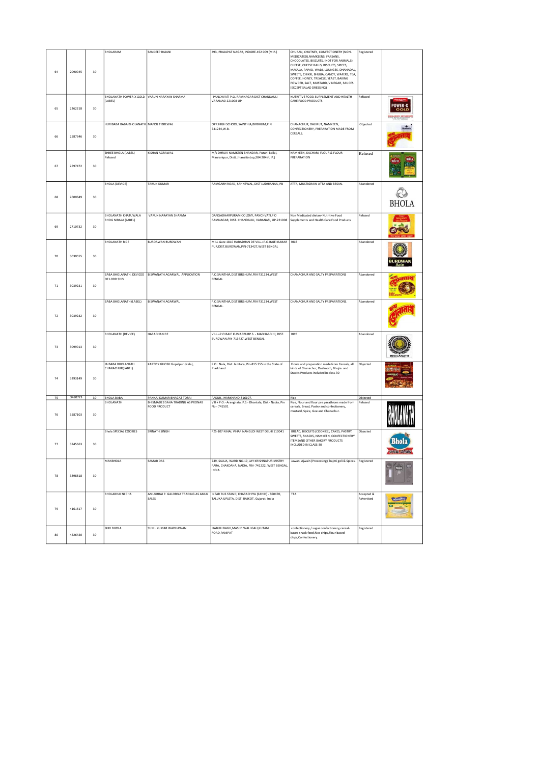| | | | | | | | | |
|---|---|---|---|---|---|---|---|---|
| 64 | 2090045 | 30 | BHOLARAM | SANDEEP RAJANI | 493, PRAJAPAT NAGAR, INDORE-452 009 (M.P.) | CHURAN, CHUTNEY, CONFECTIONERY (NON-MEDICATED),NAMKEENS, FARSANS, CHOCOLATES, BISCUITS, (NOT FOR ANIMALS) CHEESE, CHEESE BALLS, BISCUITS, SPICES, MASALA, PAPAD, WADI, LOUNGES, DHANADAL, SWEETS, CHIKKI, BHUJIA, CANDY, WAFERS, TEA, COFFEE, HONEY, TREACLE, YEAST, BAKING POWDER, SALT, MUSTARD, VINEGAR, SAUCES (EXCEPT SALAD DRESSING) | Registered | |
| 65 | 2262218 | 30 | BHOLANATH POWER-X GOLD (LABEL) | VARUN NARAYAN SHARMA | PANCHVATI P.O. RAMNAGAR DIST CHANDAULI VARANASI 221008 UP | NUTRITIVE FOOD SUPPLEMENT AND HEALTH CARE FOOD PRODUCTS | Refused | |
| 66 | 2587646 | 30 | HURIBABA BABA BHOLANATH | MANOJ TIBREWAL | OPP.HIGH SCHOOL,SAINTHIA,BIRBHUM,PIN 731234,W.B. | CHANACHUR, DALMUT, NAMKEEN, CONFECTIONERY, PREPARATION MADE FROM CEREALS. | Objected | |
| 67 | 2597472 | 30 | SHREE BHOLA (LABEL) Refused | KISHAN AGRAWAL | M/s DHRUV NAMKEEN BHANDAR, Purani Bailai, Mauranipur, Distt. Jhansi&nbsp;284 204 (U.P.) | NAMKEEN, KACHARI, FLOUR & FLOUR PREPARATION | Refused | |
| 68 | 2600349 | 30 | BHOLA (DEVICE) | TARUN KUMAR | RAMGARH ROAD, SAHNEWAL, DIST LUDHIANAA, PB | ATTA, MULTIGRAIN ATTA AND BESAN. | Abandoned | |
| 69 | 2710732 | 30 | BHOLANATH KHATUWALA BHOG NIRALA (LABEL) | VARUN NARAYAN SHARMA | GANGADHARPURAM COLONY, PANCHVATI,P O RAMNAGAR, DIST. CHANDAULI, VARANASI, UP-221008 | Non Medicated dietary Nutritive Food Supplements and Health Care Food Products | Refused | |
| 70 | 3030555 | 30 | BHOLANATH RICE | BURDAWAN BURDWAN | MILL Gate 1810 HARADHAN DE VILL.+P.O.BAJE KUMAR PUR,DIST.BURDWAN,PIN-713427,WEST BENGAL | RICE | Abandoned | |
| 71 | 3039231 | 30 | BABA BHOLANATH, DEVICED OF LORD SHIV | BISWANATH AGARWAL APPLICATION | P.O.SAINTHIA,DIST.BIRBHUM,PIN-731234,WEST BENGAL | CHANACHUR AND SALTY PREPARATIONS | Abandoned | |
| 72 | 3039232 | 30 | BABA BHOLANATH (LABEL) | BISWANATH AGARWAL | P.O.SAINTHIA,DIST.BIRBHUM,PIN-731234,WEST BENGAL. | CHANACHUR AND SALTY PREPARATIONS. | Abandoned | |
| 73 | 3099013 | 30 | BHOLANATH (DEVICE) | HARADHAN DE | VILL.+P.O.BAJE KUMARPURP.S. - MADHABDIHI, DIST. BURDWAN,PIN-713427,WEST BENGAL | RICE | Abandoned | |
| 74 | 3293149 | 30 | JAIBABA BHOLANATH CHANACHUR(LABEL) | KARTICK GHOSH Gopalpur (Nala), | P.O.: Nala, Dist: Jamtara, Pin-815 355 in the State of Jharkhand | Flours and preparation made from Cereals, all kinds of Chanachur, Daalmoth, Bhujia. and Snacks Products included in class-30 | Objected | |
| 75 | 3480723 | 30 | BHOLA BABA | PANKAJ KUMAR BHAGAT TORAI | PAKUR, JHARKHAND-816107. | Rice | Objected | |
| 76 | 3587103 | 30 | BHOLANATH | BHISMADEB SAHA TRADING AS PRONAB FOOD PRODUCT | Vill + P.O.- Aranghata, P.S.- Dhantala, Dist.- Nadia, Pin No.- 741501 | Rice, Flour and flour pre parathions made from cereals, Bread, Pastry and confectionery, mustard, Spice, Gee and Chanachur. | Refused | |
| 77 | 3745663 | 30 | Bhola SPECIAL COOKIES | SRINATH SINGH | RZS-107 NIHAL VIHAR NANGLOI WEST DELHI 110041 | BREAD, BISCUITS (COOKIES), CAKES, PASTRY, SWEETS, SNACKS, NAMKEEN, CONFECTIONERY ITEMSAND OTHER BAKERY PRODUCTS INCLUDED IN CLASS-30 | Objected | |
| 78 | 3898818 | 30 | MANBHOLA | SAMAR DAS | 749, SALUA, WARD NO.19, JAY KRISHNAPUR MISTRY PARA, CHAKDAHA, NADIA, PIN- 741222, WEST BENGAL, INDIA. | Jawan, Ajwain (Processing), hajmi goli & Spices. | Registered | |
| 79 | 4161617 | 30 | BHOLABHAI NI CHA | AMULBHAI P. GALORIYA TRADING AS AMUL SALES | NEAR BUS STAND, KHARACHIYA (SAHID) - 360470, TALUKA UPLETA, DIST: RAJKOT, Gujarat, India | TEA | Accepted & Advertised | |
| 80 | 4226420 | 30 | SHIV BHOLA | SUNIL KUMAR WADHAWAN | KABULI BAGH,MASJID WALI GALI,KUTANI ROAD,PANIPAT | confectionery / sugar confectionery,cereal-based snack food,Rice chips,Flour based chips,Confectionery. | Registered | |